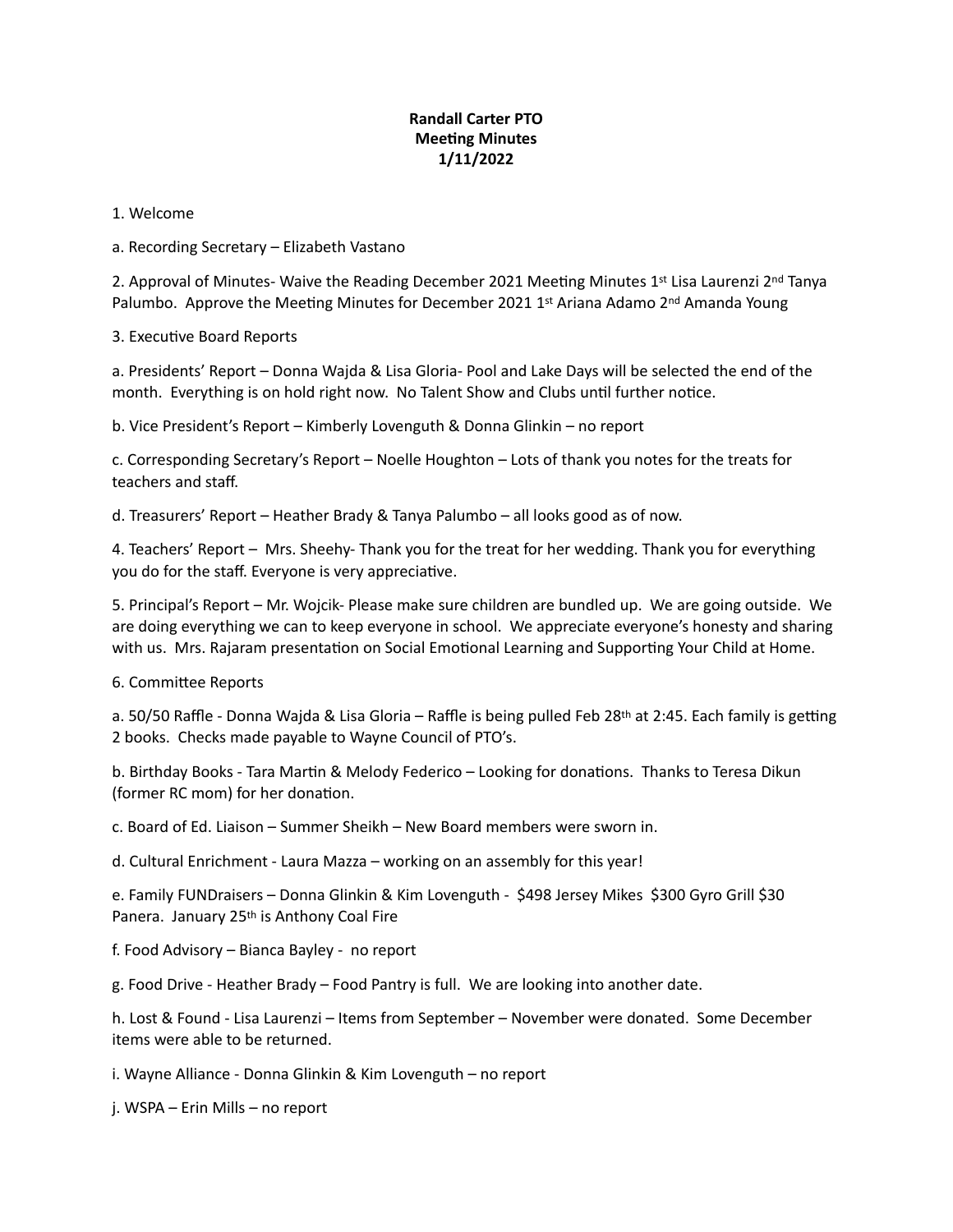**Randall Carter PTO**
**Meeting Minutes**
**1/11/2022**

1. Welcome

a. Recording Secretary – Elizabeth Vastano

2. Approval of Minutes- Waive the Reading December 2021 Meeting Minutes 1st Lisa Laurenzi 2nd Tanya Palumbo. Approve the Meeting Minutes for December 2021 1st Ariana Adamo 2nd Amanda Young

3. Executive Board Reports

a. Presidents' Report – Donna Wajda & Lisa Gloria- Pool and Lake Days will be selected the end of the month. Everything is on hold right now. No Talent Show and Clubs until further notice.

b. Vice President's Report – Kimberly Lovenguth & Donna Glinkin – no report

c. Corresponding Secretary's Report – Noelle Houghton – Lots of thank you notes for the treats for teachers and staff.

d. Treasurers' Report – Heather Brady & Tanya Palumbo – all looks good as of now.

4. Teachers' Report – Mrs. Sheehy- Thank you for the treat for her wedding. Thank you for everything you do for the staff. Everyone is very appreciative.

5. Principal's Report – Mr. Wojcik- Please make sure children are bundled up. We are going outside. We are doing everything we can to keep everyone in school. We appreciate everyone's honesty and sharing with us. Mrs. Rajaram presentation on Social Emotional Learning and Supporting Your Child at Home.

6. Committee Reports

a. 50/50 Raffle - Donna Wajda & Lisa Gloria – Raffle is being pulled Feb 28th at 2:45. Each family is getting 2 books. Checks made payable to Wayne Council of PTO's.

b. Birthday Books - Tara Martin & Melody Federico – Looking for donations. Thanks to Teresa Dikun (former RC mom) for her donation.

c. Board of Ed. Liaison – Summer Sheikh – New Board members were sworn in.

d. Cultural Enrichment - Laura Mazza – working on an assembly for this year!

e. Family FUNDraisers – Donna Glinkin & Kim Lovenguth - $498 Jersey Mikes $300 Gyro Grill $30 Panera. January 25th is Anthony Coal Fire

f. Food Advisory – Bianca Bayley - no report

g. Food Drive - Heather Brady – Food Pantry is full. We are looking into another date.

h. Lost & Found - Lisa Laurenzi – Items from September – November were donated. Some December items were able to be returned.

i. Wayne Alliance - Donna Glinkin & Kim Lovenguth – no report

j. WSPA – Erin Mills – no report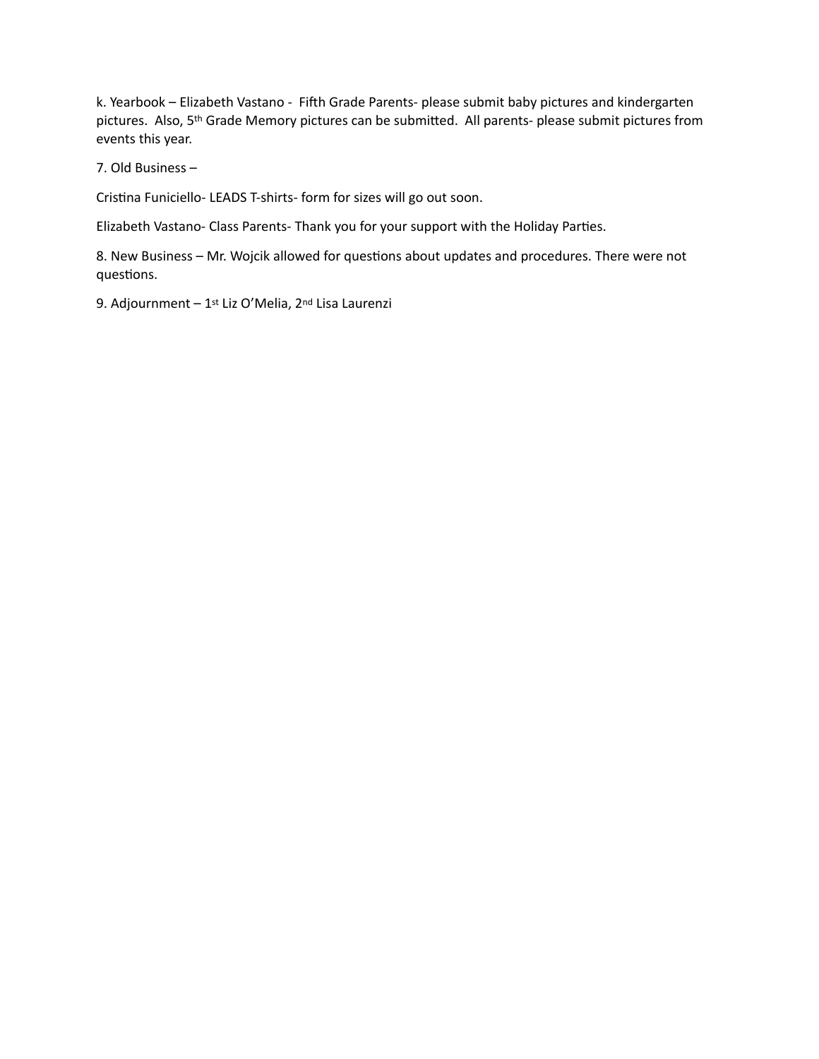k. Yearbook – Elizabeth Vastano - Fifth Grade Parents- please submit baby pictures and kindergarten pictures. Also, 5th Grade Memory pictures can be submitted. All parents- please submit pictures from events this year.

7. Old Business –

Cristina Funiciello- LEADS T-shirts- form for sizes will go out soon.

Elizabeth Vastano- Class Parents- Thank you for your support with the Holiday Parties.

8. New Business – Mr. Wojcik allowed for questions about updates and procedures. There were not questions.

9. Adjournment – 1st Liz O'Melia, 2nd Lisa Laurenzi